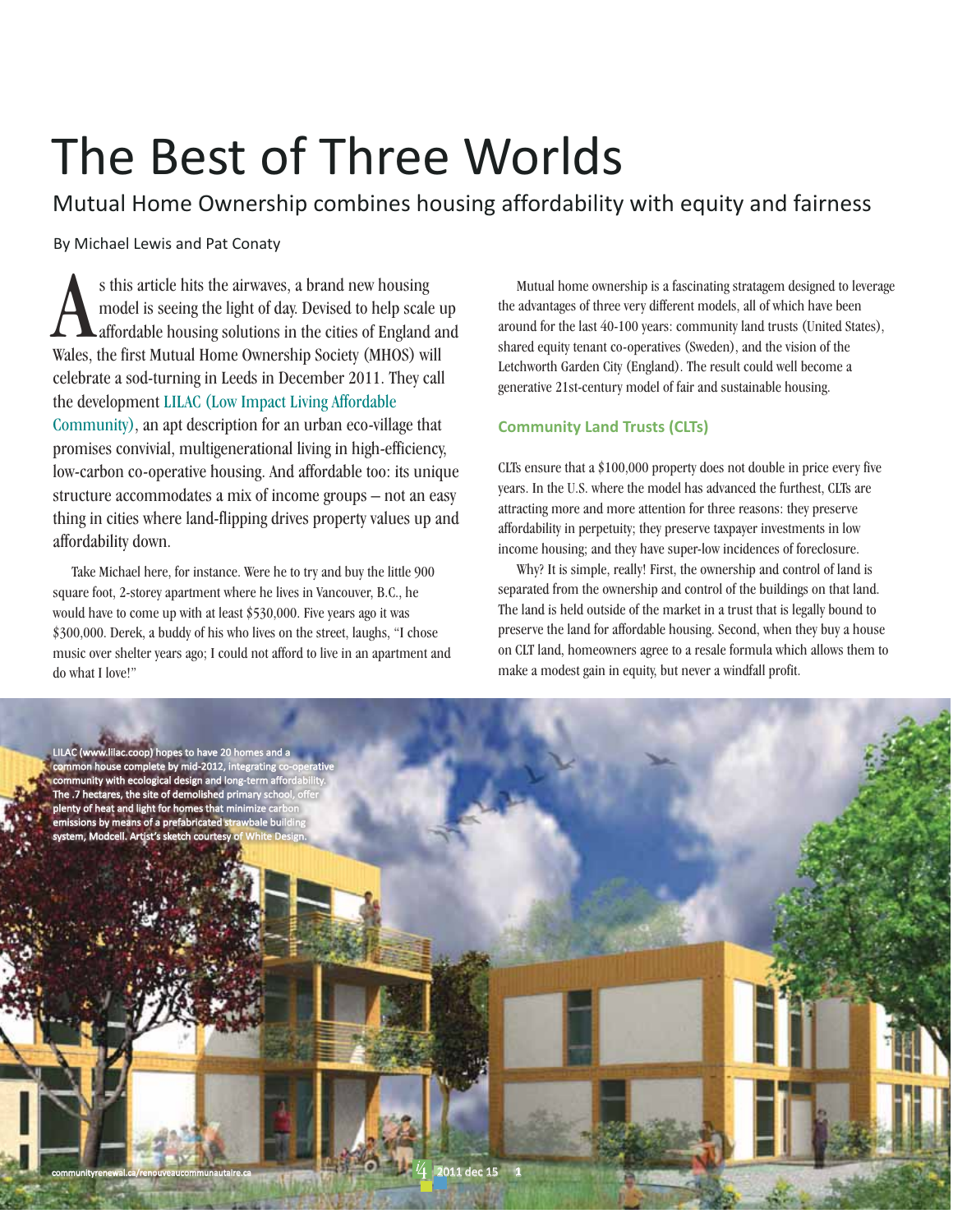# The Best of Three Worlds

## Mutual Home Ownership combines housing affordability with equity and fairness

By Michael Lewis and Pat Conaty

As this article hits the airwaves, a brand new housing model is seeing the light of day. Devised to help scale up affordable housing solutions in the cities of England and Wales, the first Mutual Home Ownership Society (MHOS) will celebrate a sod-turning in Leeds in December 2011. They call the development LILAC (Low Impact Living Affordable Community), an apt description for an urban eco-village that promises convivial, multigenerational living in high-efficiency, low-carbon co-operative housing. And affordable too: its unique structure accommodates a mix of income groups – not an easy thing in cities where land-flipping drives property values up and affordability down.

Take Michael here, for instance. Were he to try and buy the little 900 square foot, 2-storey apartment where he lives in Vancouver, B.C., he would have to come up with at least $530,000. Five years ago it was $300,000. Derek, a buddy of his who lives on the street, laughs, "I chose music over shelter years ago; I could not afford to live in an apartment and do what I love!"

Mutual home ownership is a fascinating stratagem designed to leverage the advantages of three very different models, all of which have been around for the last 40-100 years: community land trusts (United States), shared equity tenant co-operatives (Sweden), and the vision of the Letchworth Garden City (England). The result could well become a generative 21st-century model of fair and sustainable housing.

### Community Land Trusts (CLTs)

CLTs ensure that a $100,000 property does not double in price every five years. In the U.S. where the model has advanced the furthest, CLTs are attracting more and more attention for three reasons: they preserve affordability in perpetuity; they preserve taxpayer investments in low income housing; and they have super-low incidences of foreclosure.

Why? It is simple, really! First, the ownership and control of land is separated from the ownership and control of the buildings on that land. The land is held outside of the market in a trust that is legally bound to preserve the land for affordable housing. Second, when they buy a house on CLT land, homeowners agree to a resale formula which allows them to make a modest gain in equity, but never a windfall profit.

LILAC (www.lilac.coop) hopes to have 20 homes and a common house complete by mid-2012, integrating co-operative community with ecological design and long-term affordability. The .7 hectares, the site of demolished primary school, offer plenty of heat and light for homes that minimize carbon emissions by means of a prefabricated strawbale building system, Modcell. Artist's sketch courtesy of White Design.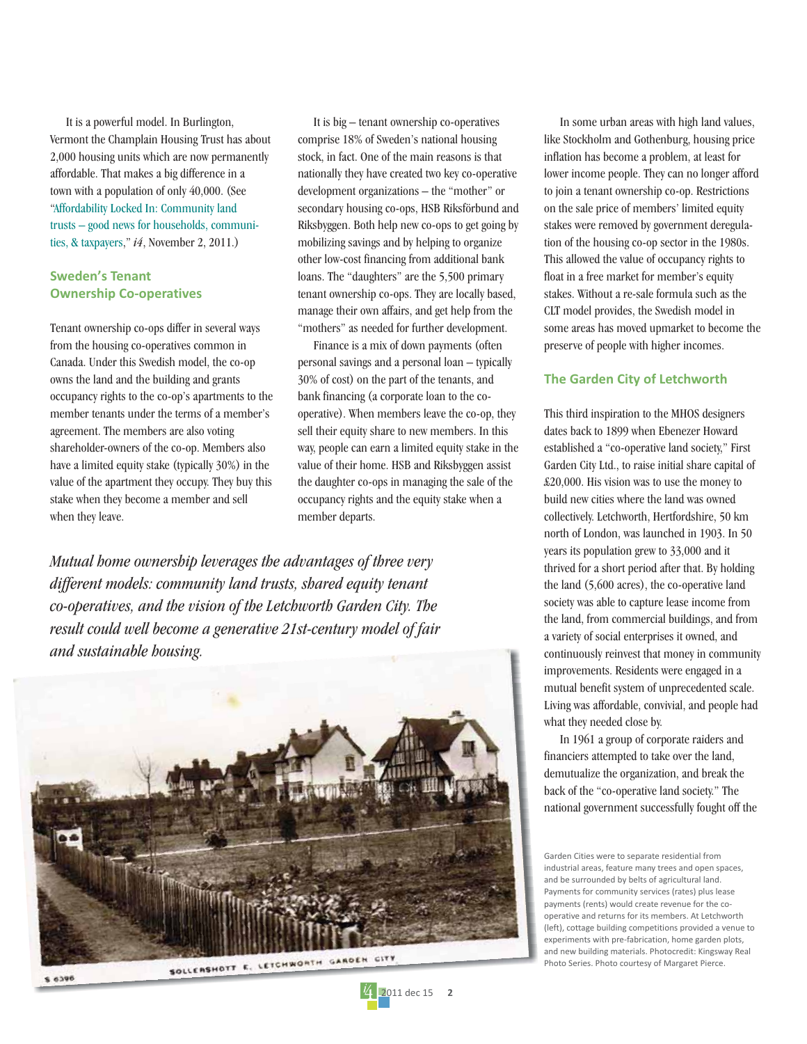It is a powerful model. In Burlington, Vermont the Champlain Housing Trust has about 2,000 housing units which are now permanently affordable. That makes a big difference in a town with a population of only 40,000. (See "Affordability Locked In: Community land trusts – good news for households, communities, & taxpayers," *i4*, November 2, 2011.)

## Sweden's Tenant Ownership Co-operatives

Tenant ownership co-ops differ in several ways from the housing co-operatives common in Canada. Under this Swedish model, the co-op owns the land and the building and grants occupancy rights to the co-op's apartments to the member tenants under the terms of a member's agreement. The members are also voting shareholder-owners of the co-op. Members also have a limited equity stake (typically 30%) in the value of the apartment they occupy. They buy this stake when they become a member and sell when they leave.

It is big – tenant ownership co-operatives comprise 18% of Sweden's national housing stock, in fact. One of the main reasons is that nationally they have created two key co-operative development organizations – the "mother" or secondary housing co-ops, HSB Riksförbund and Riksbyggen. Both help new co-ops to get going by mobilizing savings and by helping to organize other low-cost financing from additional bank loans. The "daughters" are the 5,500 primary tenant ownership co-ops. They are locally based, manage their own affairs, and get help from the "mothers" as needed for further development.

Finance is a mix of down payments (often personal savings and a personal loan – typically 30% of cost) on the part of the tenants, and bank financing (a corporate loan to the co-operative). When members leave the co-op, they sell their equity share to new members. In this way, people can earn a limited equity stake in the value of their home. HSB and Riksbyggen assist the daughter co-ops in managing the sale of the occupancy rights and the equity stake when a member departs.

*Mutual home ownership leverages the advantages of three very different models: community land trusts, shared equity tenant co-operatives, and the vision of the Letchworth Garden City. The result could well become a generative 21st-century model of fair and sustainable housing.*

In some urban areas with high land values, like Stockholm and Gothenburg, housing price inflation has become a problem, at least for lower income people. They can no longer afford to join a tenant ownership co-op. Restrictions on the sale price of members' limited equity stakes were removed by government deregulation of the housing co-op sector in the 1980s. This allowed the value of occupancy rights to float in a free market for member's equity stakes. Without a re-sale formula such as the CLT model provides, the Swedish model in some areas has moved upmarket to become the preserve of people with higher incomes.

## The Garden City of Letchworth

This third inspiration to the MHOS designers dates back to 1899 when Ebenezer Howard established a "co-operative land society," First Garden City Ltd., to raise initial share capital of £20,000. His vision was to use the money to build new cities where the land was owned collectively. Letchworth, Hertfordshire, 50 km north of London, was launched in 1903. In 50 years its population grew to 33,000 and it thrived for a short period after that. By holding the land (5,600 acres), the co-operative land society was able to capture lease income from the land, from commercial buildings, and from a variety of social enterprises it owned, and continuously reinvest that money in community improvements. Residents were engaged in a mutual benefit system of unprecedented scale. Living was affordable, convivial, and people had what they needed close by.

In 1961 a group of corporate raiders and financiers attempted to take over the land, demutualize the organization, and break the back of the "co-operative land society." The national government successfully fought off the

Garden Cities were to separate residential from industrial areas, feature many trees and open spaces, and be surrounded by belts of agricultural land. Payments for community services (rates) plus lease payments (rents) would create revenue for the co-operative and returns for its members. At Letchworth (left), cottage building competitions provided a venue to experiments with pre-fabrication, home garden plots, and new building materials. Photocredit: Kingsway Real Photo Series. Photo courtesy of Margaret Pierce.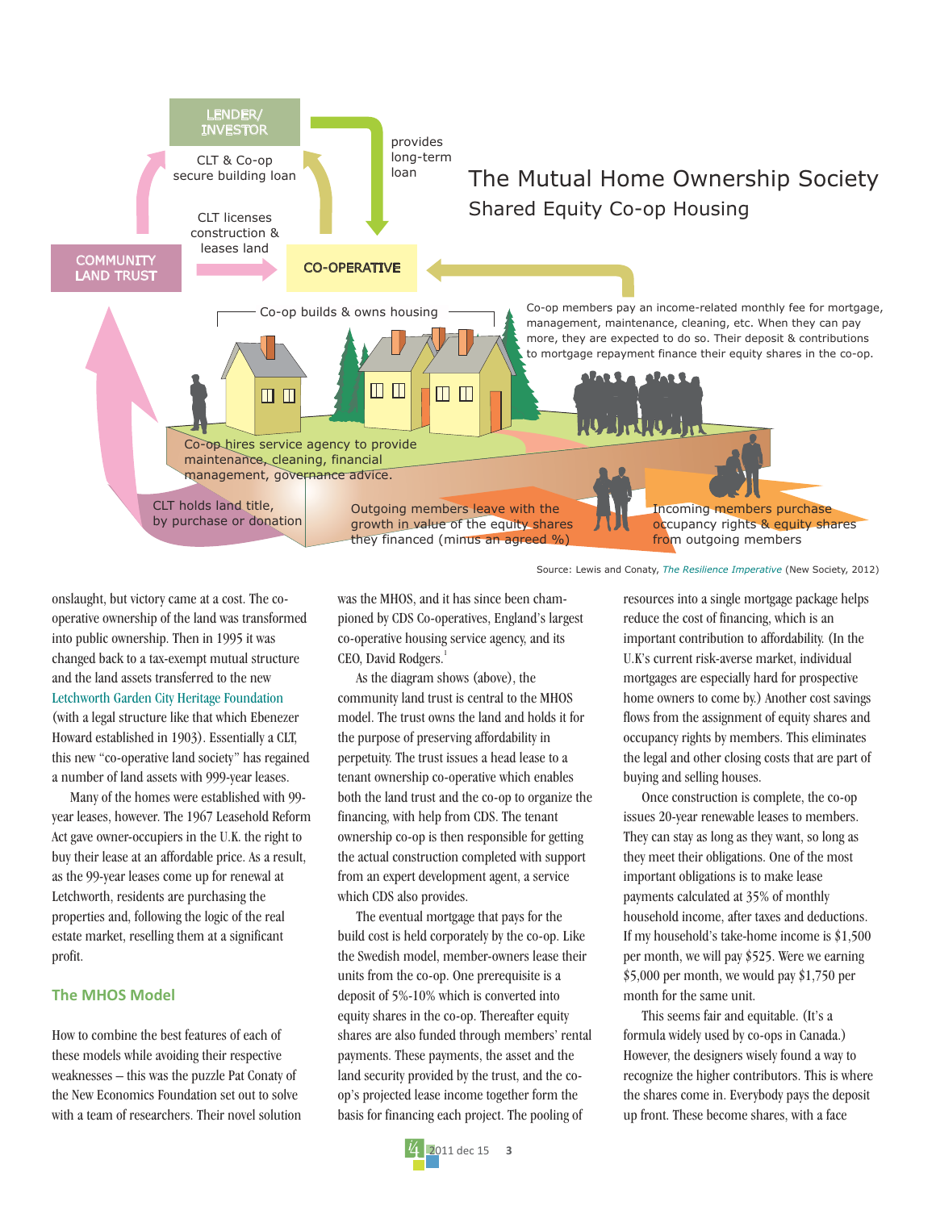# The Mutual Home Ownership Society

## Shared Equity Co-op Housing

LENDER/ INVESTOR

CLT & Co-op secure building loan

provides long-term loan

CLT licenses construction & leases land

COMMUNITY LAND TRUST

CO-OPERATIVE

Co-op builds & owns housing

Co-op members pay an income-related monthly fee for mortgage, management, maintenance, cleaning, etc. When they can pay more, they are expected to do so. Their deposit & contributions to mortgage repayment finance their equity shares in the co-op.

Co-op hires service agency to provide maintenance, cleaning, financial management, governance advice.

CLT holds land title, by purchase or donation

Outgoing members leave with the growth in value of the equity shares they financed (minus an agreed %)

Incoming members purchase occupancy rights & equity shares from outgoing members

Source: Lewis and Conaty, *The Resilience Imperative* (New Society, 2012)

onslaught, but victory came at a cost. The co-operative ownership of the land was transformed into public ownership. Then in 1995 it was changed back to a tax-exempt mutual structure and the land assets transferred to the new Letchworth Garden City Heritage Foundation (with a legal structure like that which Ebenezer Howard established in 1903). Essentially a CLT, this new "co-operative land society" has regained a number of land assets with 999-year leases.

Many of the homes were established with 99-year leases, however. The 1967 Leasehold Reform Act gave owner-occupiers in the U.K. the right to buy their lease at an affordable price. As a result, as the 99-year leases come up for renewal at Letchworth, residents are purchasing the properties and, following the logic of the real estate market, reselling them at a significant profit.

### The MHOS Model

How to combine the best features of each of these models while avoiding their respective weaknesses – this was the puzzle Pat Conaty of the New Economics Foundation set out to solve with a team of researchers. Their novel solution was the MHOS, and it has since been championed by CDS Co-operatives, England's largest co-operative housing service agency, and its CEO, David Rodgers.[1]

As the diagram shows (above), the community land trust is central to the MHOS model. The trust owns the land and holds it for the purpose of preserving affordability in perpetuity. The trust issues a head lease to a tenant ownership co-operative which enables both the land trust and the co-op to organize the financing, with help from CDS. The tenant ownership co-op is then responsible for getting the actual construction completed with support from an expert development agent, a service which CDS also provides.

The eventual mortgage that pays for the build cost is held corporately by the co-op. Like the Swedish model, member-owners lease their units from the co-op. One prerequisite is a deposit of 5%-10% which is converted into equity shares in the co-op. Thereafter equity shares are also funded through members' rental payments. These payments, the asset and the land security provided by the trust, and the co-op's projected lease income together form the basis for financing each project. The pooling of resources into a single mortgage package helps reduce the cost of financing, which is an important contribution to affordability. (In the U.K's current risk-averse market, individual mortgages are especially hard for prospective home owners to come by.) Another cost savings flows from the assignment of equity shares and occupancy rights by members. This eliminates the legal and other closing costs that are part of buying and selling houses.

Once construction is complete, the co-op issues 20-year renewable leases to members. They can stay as long as they want, so long as they meet their obligations. One of the most important obligations is to make lease payments calculated at 35% of monthly household income, after taxes and deductions. If my household's take-home income is $1,500 per month, we will pay $525. Were we earning $5,000 per month, we would pay $1,750 per month for the same unit.

This seems fair and equitable. (It's a formula widely used by co-ops in Canada.) However, the designers wisely found a way to recognize the higher contributors. This is where the shares come in. Everybody pays the deposit up front. These become shares, with a face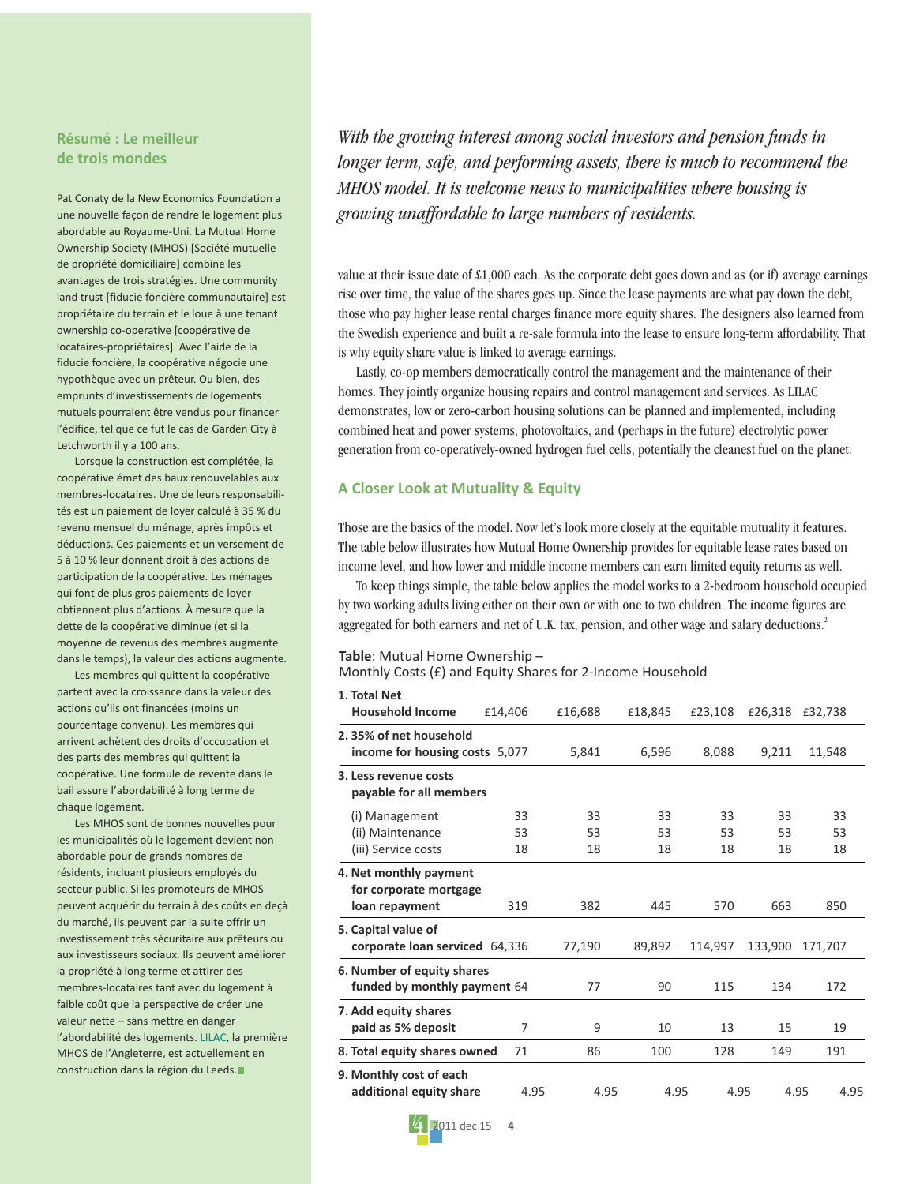## Résumé : Le meilleur de trois mondes

Pat Conaty de la New Economics Foundation a une nouvelle façon de rendre le logement plus abordable au Royaume-Uni. La Mutual Home Ownership Society (MHOS) [Société mutuelle de propriété domiciliaire] combine les avantages de trois stratégies. Une community land trust [fiducie foncière communautaire] est propriétaire du terrain et le loue à une tenant ownership co-operative [coopérative de locataires-propriétaires]. Avec l'aide de la fiducie foncière, la coopérative négocie une hypothèque avec un prêteur. Ou bien, des emprunts d'investissements de logements mutuels pourraient être vendus pour financer l'édifice, tel que ce fut le cas de Garden City à Letchworth il y a 100 ans.

Lorsque la construction est complétée, la coopérative émet des baux renouvelables aux membres-locataires. Une de leurs responsabilités est un paiement de loyer calculé à 35 % du revenu mensuel du ménage, après impôts et déductions. Ces paiements et un versement de 5 à 10 % leur donnent droit à des actions de participation de la coopérative. Les ménages qui font de plus gros paiements de loyer obtiennent plus d'actions. À mesure que la dette de la coopérative diminue (et si la moyenne de revenus des membres augmente dans le temps), la valeur des actions augmente.

Les membres qui quittent la coopérative partent avec la croissance dans la valeur des actions qu'ils ont financées (moins un pourcentage convenu). Les membres qui arrivent achètent des droits d'occupation et des parts des membres qui quittent la coopérative. Une formule de revente dans le bail assure l'abordabilité à long terme de chaque logement.

Les MHOS sont de bonnes nouvelles pour les municipalités où le logement devient non abordable pour de grands nombres de résidents, incluant plusieurs employés du secteur public. Si les promoteurs de MHOS peuvent acquérir du terrain à des coûts en deçà du marché, ils peuvent par la suite offrir un investissement très sécuritaire aux prêteurs ou aux investisseurs sociaux. Ils peuvent améliorer la propriété à long terme et attirer des membres-locataires tant avec du logement à faible coût que la perspective de créer une valeur nette – sans mettre en danger l'abordabilité des logements. LILAC, la première MHOS de l'Angleterre, est actuellement en construction dans la région du Leeds.

*With the growing interest among social investors and pension funds in longer term, safe, and performing assets, there is much to recommend the MHOS model. It is welcome news to municipalities where housing is growing unaffordable to large numbers of residents.*

value at their issue date of £1,000 each. As the corporate debt goes down and as (or if) average earnings rise over time, the value of the shares goes up. Since the lease payments are what pay down the debt, those who pay higher lease rental charges finance more equity shares. The designers also learned from the Swedish experience and built a re-sale formula into the lease to ensure long-term affordability. That is why equity share value is linked to average earnings.

Lastly, co-op members democratically control the management and the maintenance of their homes. They jointly organize housing repairs and control management and services. As LILAC demonstrates, low or zero-carbon housing solutions can be planned and implemented, including combined heat and power systems, photovoltaics, and (perhaps in the future) electrolytic power generation from co-operatively-owned hydrogen fuel cells, potentially the cleanest fuel on the planet.

### A Closer Look at Mutuality & Equity

Those are the basics of the model. Now let's look more closely at the equitable mutuality it features. The table below illustrates how Mutual Home Ownership provides for equitable lease rates based on income level, and how lower and middle income members can earn limited equity returns as well.

To keep things simple, the table below applies the model works to a 2-bedroom household occupied by two working adults living either on their own or with one to two children. The income figures are aggregated for both earners and net of U.K. tax, pension, and other wage and salary deductions.[2]

**Table**: Mutual Home Ownership – Monthly Costs (£) and Equity Shares for 2-Income Household

| | | | | | | |
|---|---|---|---|---|---|---|
| **1. Total Net Household Income** | £14,406 | £16,688 | £18,845 | £23,108 | £26,318 | £32,738 |
| **2. 35% of net household income for housing costs** | 5,077 | 5,841 | 6,596 | 8,088 | 9,211 | 11,548 |
| **3. Less revenue costs payable for all members** | | | | | | |
| (i) Management | 33 | 33 | 33 | 33 | 33 | 33 |
| (ii) Maintenance | 53 | 53 | 53 | 53 | 53 | 53 |
| (iii) Service costs | 18 | 18 | 18 | 18 | 18 | 18 |
| **4. Net monthly payment for corporate mortgage loan repayment** | 319 | 382 | 445 | 570 | 663 | 850 |
| **5. Capital value of corporate loan serviced** | 64,336 | 77,190 | 89,892 | 114,997 | 133,900 | 171,707 |
| **6. Number of equity shares funded by monthly payment** | 64 | 77 | 90 | 115 | 134 | 172 |
| **7. Add equity shares paid as 5% deposit** | 7 | 9 | 10 | 13 | 15 | 19 |
| **8. Total equity shares owned** | 71 | 86 | 100 | 128 | 149 | 191 |
| **9. Monthly cost of each additional equity share** | 4.95 | 4.95 | 4.95 | 4.95 | 4.95 | 4.95 |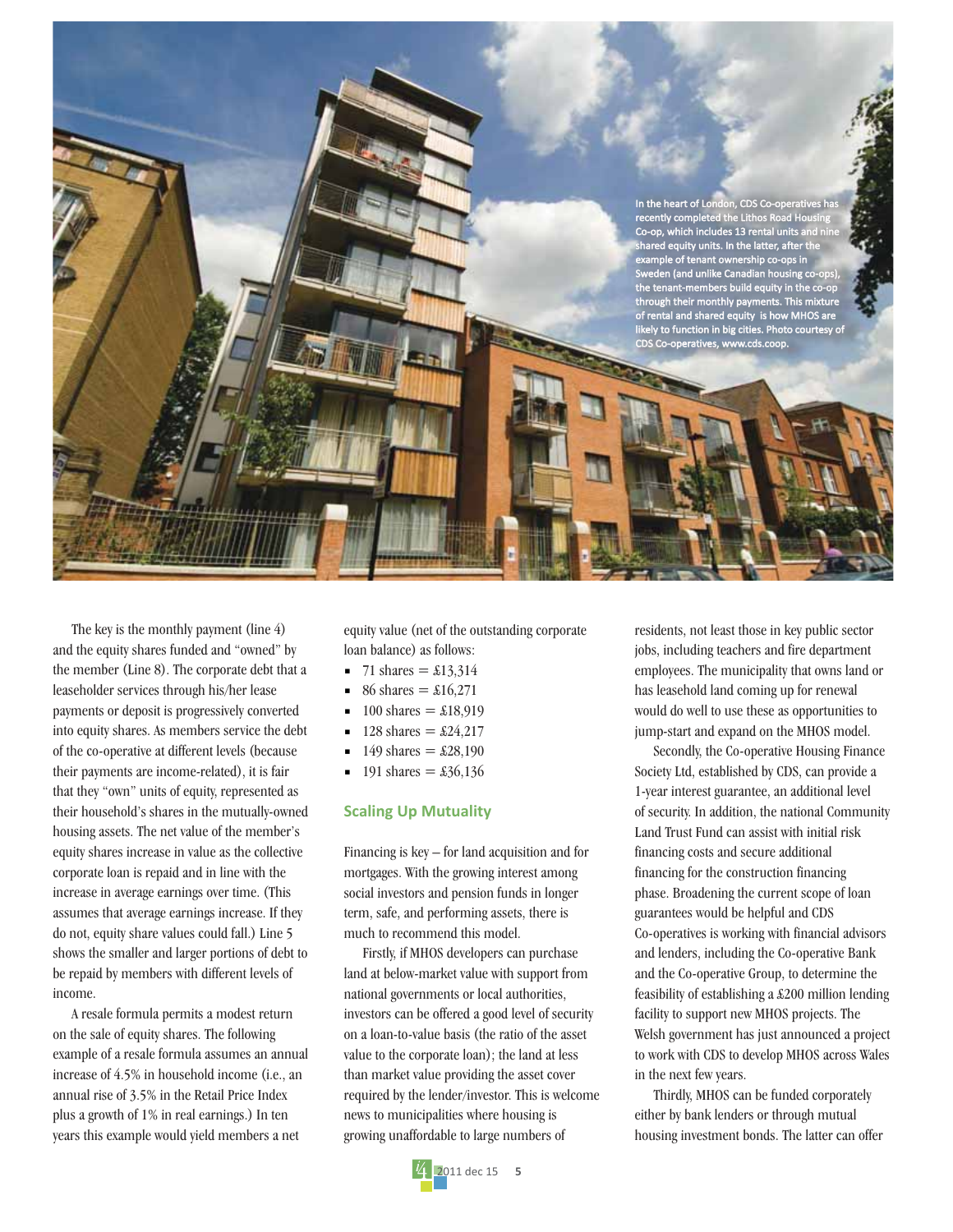In the heart of London, CDS Co-operatives has recently completed the Lithos Road Housing Co-op, which includes 13 rental units and nine shared equity units. In the latter, after the example of tenant ownership co-ops in Sweden (and unlike Canadian housing co-ops), the tenant-members build equity in the co-op through their monthly payments. This mixture of rental and shared equity is how MHOS are likely to function in big cities. Photo courtesy of CDS Co-operatives, www.cds.coop.

The key is the monthly payment (line 4) and the equity shares funded and "owned" by the member (Line 8). The corporate debt that a leaseholder services through his/her lease payments or deposit is progressively converted into equity shares. As members service the debt of the co-operative at different levels (because their payments are income-related), it is fair that they "own" units of equity, represented as their household's shares in the mutually-owned housing assets. The net value of the member's equity shares increase in value as the collective corporate loan is repaid and in line with the increase in average earnings over time. (This assumes that average earnings increase. If they do not, equity share values could fall.) Line 5 shows the smaller and larger portions of debt to be repaid by members with different levels of income.

A resale formula permits a modest return on the sale of equity shares. The following example of a resale formula assumes an annual increase of 4.5% in household income (i.e., an annual rise of 3.5% in the Retail Price Index plus a growth of 1% in real earnings.) In ten years this example would yield members a net equity value (net of the outstanding corporate loan balance) as follows:

- 71 shares = £13,314
- 86 shares = £16,271
- 100 shares = £18,919
- 128 shares = £24,217
- 149 shares = £28,190
- 191 shares = £36,136

## Scaling Up Mutuality

Financing is key – for land acquisition and for mortgages. With the growing interest among social investors and pension funds in longer term, safe, and performing assets, there is much to recommend this model.

Firstly, if MHOS developers can purchase land at below-market value with support from national governments or local authorities, investors can be offered a good level of security on a loan-to-value basis (the ratio of the asset value to the corporate loan); the land at less than market value providing the asset cover required by the lender/investor. This is welcome news to municipalities where housing is growing unaffordable to large numbers of residents, not least those in key public sector jobs, including teachers and fire department employees. The municipality that owns land or has leasehold land coming up for renewal would do well to use these as opportunities to jump-start and expand on the MHOS model.

Secondly, the Co-operative Housing Finance Society Ltd, established by CDS, can provide a 1-year interest guarantee, an additional level of security. In addition, the national Community Land Trust Fund can assist with initial risk financing costs and secure additional financing for the construction financing phase. Broadening the current scope of loan guarantees would be helpful and CDS Co-operatives is working with financial advisors and lenders, including the Co-operative Bank and the Co-operative Group, to determine the feasibility of establishing a £200 million lending facility to support new MHOS projects. The Welsh government has just announced a project to work with CDS to develop MHOS across Wales in the next few years.

Thirdly, MHOS can be funded corporately either by bank lenders or through mutual housing investment bonds. The latter can offer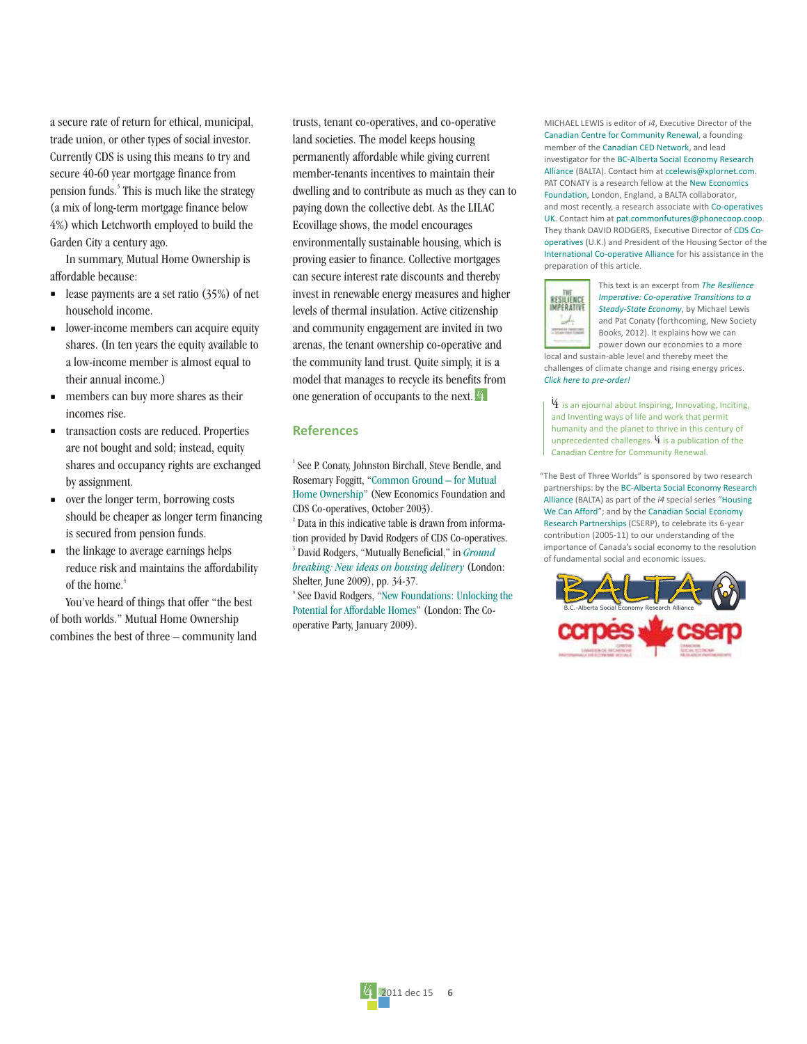a secure rate of return for ethical, municipal, trade union, or other types of social investor. Currently CDS is using this means to try and secure 40-60 year mortgage finance from pension funds.[3] This is much like the strategy (a mix of long-term mortgage finance below 4%) which Letchworth employed to build the Garden City a century ago.

In summary, Mutual Home Ownership is affordable because:

- lease payments are a set ratio (35%) of net household income.
- lower-income members can acquire equity shares. (In ten years the equity available to a low-income member is almost equal to their annual income.)
- members can buy more shares as their incomes rise.
- transaction costs are reduced. Properties are not bought and sold; instead, equity shares and occupancy rights are exchanged by assignment.
- over the longer term, borrowing costs should be cheaper as longer term financing is secured from pension funds.
- the linkage to average earnings helps reduce risk and maintains the affordability of the home.[4]

You've heard of things that offer "the best of both worlds." Mutual Home Ownership combines the best of three – community land trusts, tenant co-operatives, and co-operative land societies. The model keeps housing permanently affordable while giving current member-tenants incentives to maintain their dwelling and to contribute as much as they can to paying down the collective debt. As the LILAC Ecovillage shows, the model encourages environmentally sustainable housing, which is proving easier to finance. Collective mortgages can secure interest rate discounts and thereby invest in renewable energy measures and higher levels of thermal insulation. Active citizenship and community engagement are invited in two arenas, the tenant ownership co-operative and the community land trust. Quite simply, it is a model that manages to recycle its benefits from one generation of occupants to the next.

## References

[1] See P. Conaty, Johnston Birchall, Steve Bendle, and Rosemary Foggitt, "Common Ground – for Mutual Home Ownership" (New Economics Foundation and CDS Co-operatives, October 2003).

[2] Data in this indicative table is drawn from information provided by David Rodgers of CDS Co-operatives.

[3] David Rodgers, "Mutually Beneficial," in *Ground breaking: New ideas on housing delivery* (London: Shelter, June 2009), pp. 34-37.

[4] See David Rodgers, "New Foundations: Unlocking the Potential for Affordable Homes" (London: The Co-operative Party, January 2009).

MICHAEL LEWIS is editor of *i4*, Executive Director of the Canadian Centre for Community Renewal, a founding member of the Canadian CED Network, and lead investigator for the BC-Alberta Social Economy Research Alliance (BALTA). Contact him at ccelewis@xplornet.com. PAT CONATY is a research fellow at the New Economics Foundation, London, England, a BALTA collaborator, and most recently, a research associate with Co-operatives UK. Contact him at pat.commonfutures@phonecoop.coop. They thank DAVID RODGERS, Executive Director of CDS Co-operatives (U.K.) and President of the Housing Sector of the International Co-operative Alliance for his assistance in the preparation of this article.

This text is an excerpt from *The Resilience Imperative: Co-operative Transitions to a Steady-State Economy*, by Michael Lewis and Pat Conaty (forthcoming, New Society Books, 2012). It explains how we can power down our economies to a more local and sustain-able level and thereby meet the challenges of climate change and rising energy prices. *Click here to pre-order!*

i4 is an ejournal about Inspiring, Innovating, Inciting, and Inventing ways of life and work that permit humanity and the planet to thrive in this century of unprecedented challenges. i4 is a publication of the Canadian Centre for Community Renewal.

"The Best of Three Worlds" is sponsored by two research partnerships: by the BC-Alberta Social Economy Research Alliance (BALTA) as part of the *i4* special series "Housing We Can Afford"; and by the Canadian Social Economy Research Partnerships (CSERP), to celebrate its 6-year contribution (2005-11) to our understanding of the importance of Canada's social economy to the resolution of fundamental social and economic issues.

BALTA
B.C.-Alberta Social Economy Research Alliance

ccrpés cserp